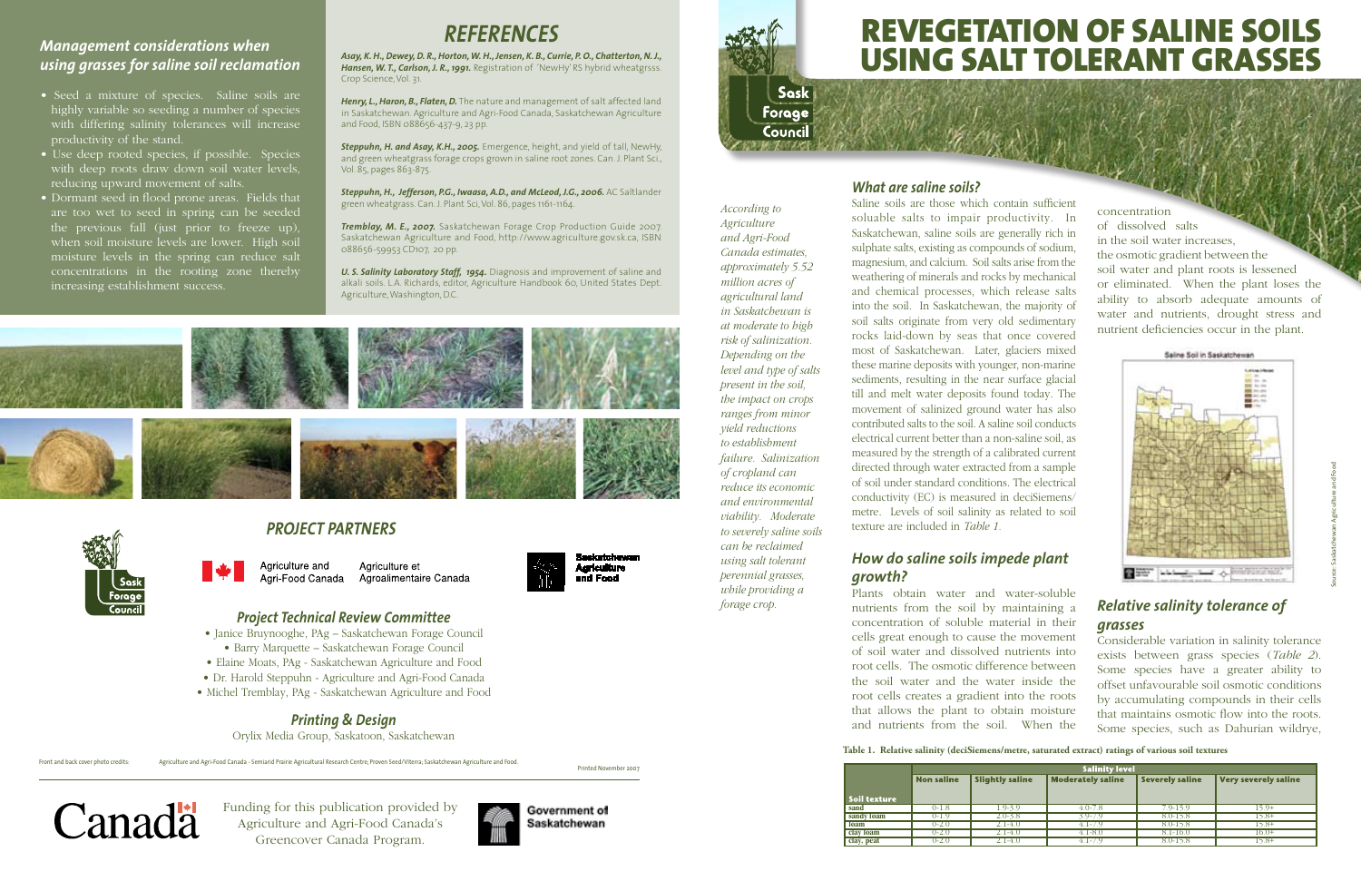# REVEGETATION OF SALINE SOILS USING SALT TOLERANT GRASSES

*According to Agriculture and Agri-Food Canada estimates, approximately 5.52 million acres of agricultural land in Saskatchewan is at moderate to high risk of salinization. Depending on the level and type of salts present in the soil, the impact on crops ranges from minor yield reductions to establishment failure. Salinization of cropland can reduce its economic and environmental viability. Moderate to severely saline soils can be reclaimed using salt tolerant perennial grasses, while providing a forage crop.*

## What are saline soils?

Saline soils are those which contain sufficient soluable salts to impair productivity. In Saskatchewan, saline soils are generally rich in sulphate salts, existing as compounds of sodium, magnesium, and calcium. Soil salts arise from the weathering of minerals and rocks by mechanical and chemical processes, which release salts into the soil. In Saskatchewan, the majority of soil salts originate from very old sedimentary rocks laid-down by seas that once covered most of Saskatchewan. Later, glaciers mixed these marine deposits with younger, non-marine sediments, resulting in the near surface glacial till and melt water deposits found today. The movement of salinized ground water has also contributed salts to the soil. A saline soil conducts electrical current better than a non-saline soil, as measured by the strength of a calibrated current directed through water extracted from a sample of soil under standard conditions. The electrical conductivity (EC) is measured in deciSiemens/metre. Levels of soil salinity as related to soil texture are included in *Table 1*.

## How do saline soils impede plant growth?

Plants obtain water and water-soluble nutrients from the soil by maintaining a concentration of soluble material in their cells great enough to cause the movement of soil water and dissolved nutrients into root cells. The osmotic difference between the soil water and the water inside the root cells creates a gradient into the roots that allows the plant to obtain moisture and nutrients from the soil. When the concentration of dissolved salts in the soil water increases, the osmotic gradient between the soil water and plant roots is lessened or eliminated. When the plant loses the ability to absorb adequate amounts of water and nutrients, drought stress and nutrient deficiencies occur in the plant.

Saline Soil in Saskatchewan

Source: Saskatchewan Agriculture and Food

## Relative salinity tolerance of grasses

Considerable variation in salinity tolerance exists between grass species (*Table 2*). Some species have a greater ability to offset unfavourable soil osmotic conditions by accumulating compounds in their cells that maintains osmotic flow into the roots. Some species, such as Dahurian wildrye,

**Table 1. Relative salinity (deciSiemens/metre, saturated extract) ratings of various soil textures**

| | Salinity level | | | | |
|---|---|---|---|---|---|
| Soil texture | Non saline | Slightly saline | Moderately saline | Severely saline | Very severely saline |
| sand | 0-1.8 | 1.9-3.9 | 4.0-7.8 | 7.9-15.9 | 15.9+ |
| sandy loam | 0-1.9 | 2.0-3.8 | 3.9-7.9 | 8.0-15.8 | 15.8+ |
| loam | 0-2.0 | 2.1-4.0 | 4.1-7.9 | 8.0-15.8 | 15.8+ |
| clay loam | 0-2.0 | 2.1-4.0 | 4.1-8.0 | 8.1-16.0 | 16.0+ |
| clay, peat | 0-2.0 | 2.1-4.0 | 4.1-7.9 | 8.0-15.8 | 15.8+ |

## Management considerations when using grasses for saline soil reclamation

- Seed a mixture of species. Saline soils are highly variable so seeding a number of species with differing salinity tolerances will increase productivity of the stand.
- Use deep rooted species, if possible. Species with deep roots draw down soil water levels, reducing upward movement of salts.
- Dormant seed in flood prone areas. Fields that are too wet to seed in spring can be seeded the previous fall (just prior to freeze up), when soil moisture levels are lower. High soil moisture levels in the spring can reduce salt concentrations in the rooting zone thereby increasing establishment success.

## REFERENCES

***Asay, K. H., Dewey, D. R., Horton, W. H., Jensen, K. B., Currie, P. O., Chatterton, N. J., Hansen, W. T., Carlson, J. R., 1991.*** Registration of 'NewHy' RS hybrid wheatgrsss. Crop Science, Vol. 31.

***Henry, L., Haron, B., Flaten, D.*** The nature and management of salt affected land in Saskatchewan. Agriculture and Agri-Food Canada, Saskatchewan Agriculture and Food, ISBN 088656-437-9, 23 pp.

***Steppuhn, H. and Asay, K.H., 2005.*** Emergence, height, and yield of tall, NewHy, and green wheatgrass forage crops grown in saline root zones. Can. J. Plant Sci., Vol. 85, pages 863-875.

***Steppuhn, H., Jefferson, P.G., Iwaasa, A.D., and McLeod, J.G., 2006.*** AC Saltlander green wheatgrass. Can. J. Plant Sci, Vol. 86, pages 1161-1164.

***Tremblay, M. E., 2007.*** Saskatchewan Forage Crop Production Guide 2007. Saskatchewan Agriculture and Food, http://www.agriculture.gov.sk.ca, ISBN 088656-59953 CD107, 20 pp.

***U. S. Salinity Laboratory Staff, 1954.*** Diagnosis and improvement of saline and alkali soils. L.A. Richards, editor, Agriculture Handbook 60, United States Dept. Agriculture, Washington, D.C.

## PROJECT PARTNERS

Agriculture and Agri-Food Canada / Agriculture et Agroalimentaire Canada

Saskatchewan Agriculture and Food

### Project Technical Review Committee

- Janice Bruynooghe, PAg – Saskatchewan Forage Council
- Barry Marquette – Saskatchewan Forage Council
- Elaine Moats, PAg - Saskatchewan Agriculture and Food
- Dr. Harold Steppuhn - Agriculture and Agri-Food Canada
- Michel Tremblay, PAg - Saskatchewan Agriculture and Food

### Printing & Design

Orylix Media Group, Saskatoon, Saskatchewan

Front and back cover photo credits: Agriculture and Agri-Food Canada - Semiarid Prairie Agricultural Research Centre; Proven Seed/Viterra; Saskatchewan Agriculture and Food.

Printed November 2007

Funding for this publication provided by Agriculture and Agri-Food Canada's Greencover Canada Program.

Government of Saskatchewan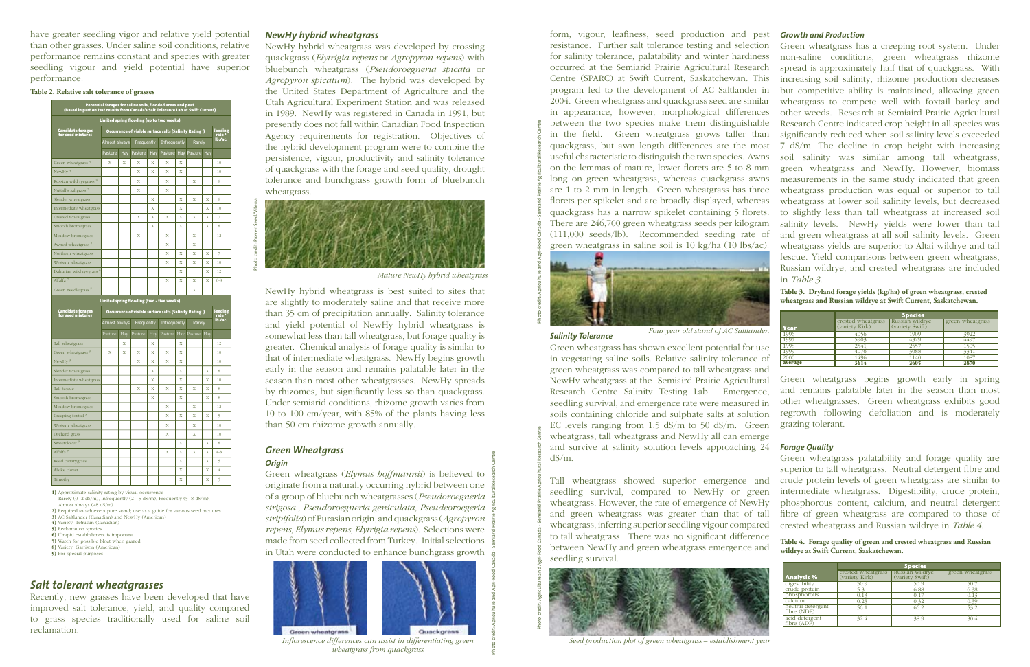have greater seedling vigor and relative yield potential than other grasses. Under saline soil conditions, relative performance remains constant and species with greater seedling vigour and yield potential have superior performance.

**Table 2. Relative salt tolerance of grasses**

| Perennial forages for saline soils, flooded areas and peat (Based in part on test results from Canada's Salt Tolerance Lab at Swift Current) | | | | | | | | | |
|---|---|---|---|---|---|---|---|---|---|
| **Limited spring flooding (up to two weeks)** | | | | | | | | | |
| **Candidate forages for seed mixtures** | **Occurrence of visible surface salts (Salinity Rating [1])** | | | | | | | | **Seeding rate [2] lb./ac.** |
| | Almost always | | Frequently | | Infrequently | | Rarely | | |
| | Pasture | Hay | Pasture | Hay | Pasture | Hay | Pasture | Hay | |
| Green wheatgrass [5] | X | X | X | X | X | X | | | 10 |
| NewHy [3] | | | X | X | X | X | | | 10 |
| Russian wild ryegrass [4] | | | X | | X | | X | | 8 |
| Nuttall's saltgrass [6] | | | X | | X | | | | |
| Slender wheatgrass | | | | X | | X | X | X | 8 |
| Intermediate wheatgrass | | | | X | | X | | X | 10 |
| Crested wheatgrass | | | X | X | X | X | X | X | 7 |
| Smooth bromegrass | | | | X | | X | | X | 8 |
| Meadow bromegrass | | | X | | X | | X | | 12 |
| Awned wheatgrass [5] | | | | | X | | X | | |
| Northern wheatgrass | | | | | X | X | X | X | 7 |
| Western wheatgrass | | | | | X | X | X | X | 10 |
| Dahurian wild ryegrass [5] | | | | | | X | | X | 12 |
| Alfalfa [7] | | | | | X | X | X | X | 6-9 |
| Green needlegrass [5] | | | | | | | X | | |
| **Limited spring flooding (two - five weeks)** | | | | | | | | | |
| **Candidate forages for seed mixtures** | **Occurrence of visible surface salts (Salinity Rating [1])** | | | | | | | | **Seeding rate [2] lb./ac.** |
| | Almost always | | Frequently | | Infrequently | | Rarely | | |
| | Pasture | Hay | Pasture | Hay | Pasture | Hay | Pasture | Hay | |
| Tall wheatgrass | | X | | X | | X | | | 12 |
| Green wheatgrass [5] | X | X | X | X | X | X | | | 10 |
| NewHy [3] | | | X | X | X | X | | | 10 |
| Slender wheatgrass | | | | X | | X | | X | 8 |
| Intermediate wheatgrass | | | | X | | X | | X | 10 |
| Tall fescue | | | X | X | X | X | X | X | 8 |
| Smooth bromegrass | | | | X | | X | | X | 8 |
| Meadow bromegrass | | | | | X | | X | | 12 |
| Creeping foxtail [8] | | | | | X | X | X | X | 5 |
| Western wheatgrass | | | | | | X | X | | 10 |
| Orchard grass | | | | | X | | X | | 10 |
| Sweetclover [9] | | | | | | X | | X | 8 |
| Alfalfa [7] | | | | | X | X | | X | 6-9 |
| Reed canarygrass | | | | | | X | | X | 5 |
| Alsike clover | | | | | | X | | X | 4 |
| Timothy | | | | | | X | | X | 5 |

**1)** Approximate salinity rating by visual occurrence:
Rarely (0 -2 dS/m), Infrequently (2 - 5 dS/m), Frequently (5 -8 dS/m), Almost always (>8 dS/m)
**2)** Required to achieve a pure stand; use as a guide for various seed mixtures
**3)** AC Saltlander (Canadian) and NewHy (American)
**4)** Variety: Tetracan (Canadian)
**5)** Reclamation species
**6)** If rapid establishment is important
**7)** Watch for possible bloat when grazed
**8)** Variety: Garrison (American)
**9)** For special purposes

## Salt tolerant wheatgrasses

Recently, new grasses have been developed that have improved salt tolerance, yield, and quality compared to grass species traditionally used for saline soil reclamation.

### *NewHy hybrid wheatgrass*

NewHy hybrid wheatgrass was developed by crossing quackgrass (*Elytrigia repens* or *Agropyron repens*) with bluebunch wheatgrass (*Pseudoroegneria spicata* or *Agropyron spicatum*). The hybrid was developed by the United States Department of Agriculture and the Utah Agricultural Experiment Station and was released in 1989. NewHy was registered in Canada in 1991, but presently does not fall within Canadian Food Inspection Agency requirements for registration. Objectives of the hybrid development program were to combine the persistence, vigour, productivity and salinity tolerance of quackgrass with the forage and seed quality, drought tolerance and bunchgrass growth form of bluebunch wheatgrass.

Photo credit: PrairieSeed/Alberta

*Mature NewHy hybrid wheatgrass*

NewHy hybrid wheatgrass is best suited to sites that are slightly to moderately saline and that receive more than 35 cm of precipitation annually. Salinity tolerance and yield potential of NewHy hybrid wheatgrass is somewhat less than tall wheatgrass, but forage quality is greater. Chemical analysis of forage quality is similar to that of intermediate wheatgrass. NewHy begins growth early in the season and remains palatable later in the season than most other wheatgrasses. NewHy spreads by rhizomes, but significantly less so than quackgrass. Under semiarid conditions, rhizome growth varies from 10 to 100 cm/year, with 85% of the plants having less than 50 cm rhizome growth annually.

### Green Wheatgrass

#### *Origin*

Green wheatgrass (*Elymus hoffmannii*) is believed to originate from a naturally occurring hybrid between one of a group of bluebunch wheatgrasses (*Pseudoroegneria strigosa*, *Pseudoroegneria geniculata*, *Pseudoroegeria stripifolia*) of Eurasian origin, and quackgrass (*Agropyron repens*, *Elymus repens*, *Elytrigia repens*). Selections were made from seed collected from Turkey. Initial selections in Utah were conducted to enhance bunchgrass growth form, vigour, leafiness, seed production and pest resistance. Further salt tolerance testing and selection for salinity tolerance, palatability and winter hardiness occurred at the Semiarid Prairie Agricultural Research Centre (SPARC) at Swift Current, Saskatchewan. This program led to the development of AC Saltlander in 2004. Green wheatgrass and quackgrass seed are similar in appearance, however, morphological differences between the two species make them distinguishable in the field. Green wheatgrass grows taller than quackgrass, but awn length differences are the most useful characteristic to distinguish the two species. Awns on the lemmas of mature, lower florets are 5 to 8 mm long on green wheatgrass, whereas quackgrass awns are 1 to 2 mm in length. Green wheatgrass has three florets per spikelet and are broadly displayed, whereas quackgrass has a narrow spikelet containing 5 florets. There are 246,700 green wheatgrass seeds per kilogram (111,000 seeds/lb). Recommended seeding rate of green wheatgrass in saline soil is 10 kg/ha (10 lbs/ac).

Green wheatgrass

Quackgrass

Photo credit: Agriculture and Agri-Food Canada - Semiarid Prairie Agricultural Research Centre

*Inflorescence differences can assist in differentiating green wheatgrass from quackgrass*

Photo credit: Agriculture and Agri-Food Canada - Semiarid Prairie Agricultural Research Centre

*Four year old stand of AC Saltlander.*

#### *Salinity Tolerance*

Green wheatgrass has shown excellent potential for use in vegetating saline soils. Relative salinity tolerance of green wheatgrass was compared to tall wheatgrass and NewHy wheatgrass at the Semiaird Prairie Agricultural Research Centre Salinity Testing Lab. Emergence, seedling survival, and emergence rate were measured in soils containing chloride and sulphate salts at solution EC levels ranging from 1.5 dS/m to 50 dS/m. Green wheatgrass, tall wheatgrass and NewHy all can emerge and survive at salinity solution levels approaching 24 dS/m.

Tall wheatgrass showed superior emergence and seedling survival, compared to NewHy or green wheatgrass. However, the rate of emergence of NewHy and green wheatgrass was greater than that of tall wheatgrass, inferring superior seedling vigour compared to tall wheatgrass. There was no significant difference between NewHy and green wheatgrass emergence and seedling survival.

Photo credit: Agriculture and Agri-Food Canada - Semiarid Prairie Agricultural Research Centre

*Seed production plot of green wheatgrass – establishment year*

#### *Growth and Production*

Green wheatgrass has a creeping root system. Under non-saline conditions, green wheatgrass rhizome spread is approximately half that of quackgrass. With increasing soil salinity, rhizome production decreases but competitive ability is maintained, allowing green wheatgrass to compete well with foxtail barley and other weeds. Research at Semiaird Prairie Agricultural Research Centre indicated crop height in all species was significantly reduced when soil salinity levels exceeded 7 dS/m. The decline in crop height with increasing soil salinity was similar among tall wheatgrass, green wheatgrass and NewHy. However, biomass measurements in the same study indicated that green wheatgrass production was equal or superior to tall wheatgrass at lower soil salinity levels, but decreased to slightly less than tall wheatgrass at increased soil salinity levels. NewHy yields were lower than tall and green wheatgrass at all soil salinity levels. Green wheatgrass yields are superior to Altai wildrye and tall fescue. Yield comparisons between green wheatgrass, Russian wildrye, and crested wheatgrass are included in *Table 3*.

**Table 3. Dryland forage yields (kg/ha) of green wheatgrass, crested wheatgrass and Russian wildrye at Swift Current, Saskatchewan.**

| | Species | | |
|---|---|---|---|
| **Year** | crested wheatgrass (variety Kirk) | Russian wildrye (variety Swift) | green wheatgrass |
| 1996 | 4056 | 1909 | 3922 |
| 1997 | 5903 | 4329 | 4497 |
| 1998 | 2541 | 2557 | 1505 |
| 1999 | 4076 | 3088 | 3341 |
| 2000 | 1496 | 1140 | 1087 |
| **average** | **3614** | **2605** | **2870** |

Green wheatgrass begins growth early in spring and remains palatable later in the season than most other wheatgrasses. Green wheatgrass exhibits good regrowth following defoliation and is moderately grazing tolerant.

#### *Forage Quality*

Green wheatgrass palatability and forage quality are superior to tall wheatgrass. Neutral detergent fibre and crude protein levels of green wheatgrass are similar to intermediate wheatgrass. Digestibility, crude protein, phosphorous content, calcium, and neutral detergent fibre of green wheatgrass are compared to those of crested wheatgrass and Russian wildrye in *Table 4.*

**Table 4. Forage quality of green and crested wheatgrass and Russian wildrye at Swift Current, Saskatchewan.**

| | Species | | |
|---|---|---|---|
| **Analysis %** | crested wheatgrass (variety Kirk) | Russian wildrye (variety Swift) | green wheatgrass |
| digestibility | 50.9 | 50.9 | 50.7 |
| crude protein | 5.3 | 6.88 | 6.38 |
| phosphorous | 0.11 | 0.17 | 0.13 |
| calcium | 0.23 | 0.32 | 0.39 |
| neutral detergent fibre (NDF) | 56.1 | 66.2 | 53.2 |
| acid detergent fibre (ADF) | 32.4 | 38.9 | 30.4 |